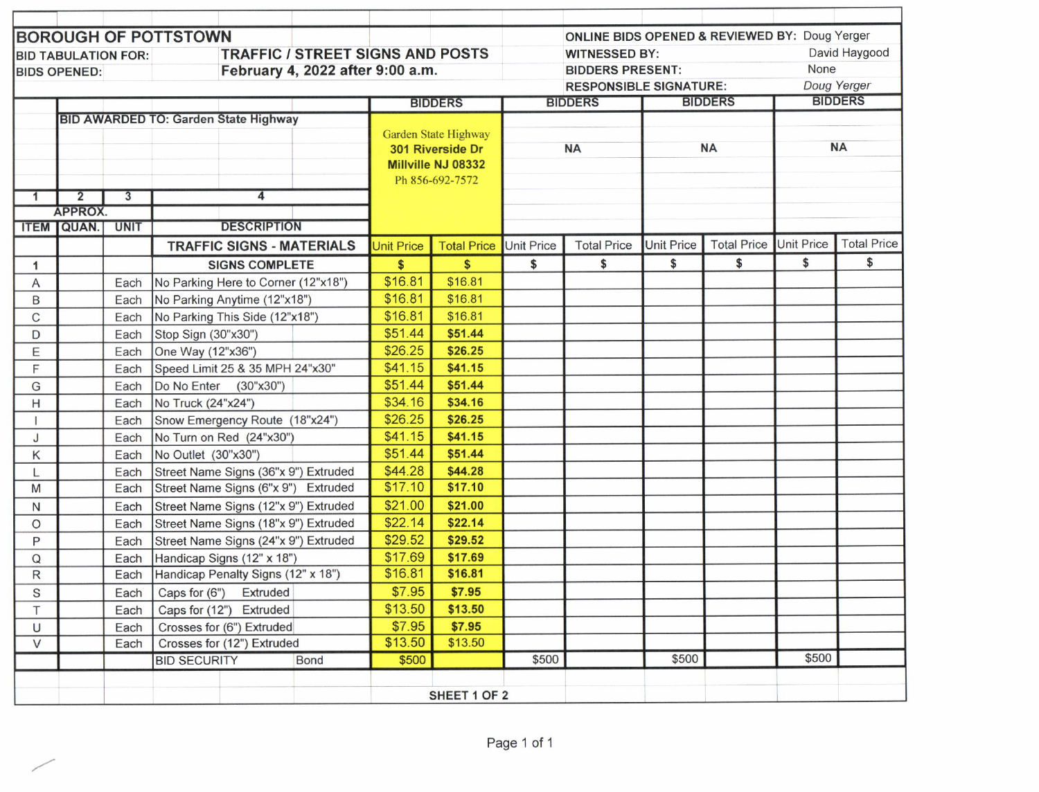**BOROUGH OF POTTSTOWN**

**BID TABULATION FOR:** TRAFFIC / STREET SIGNS AND POSTS

**BIDS OPENED:** February 4, 2022 after 9:00 a.m.

**ONLINE BIDS OPENED & REVIEWED BY:** Doug Yerger

**WITNESSED BY:** David Haygood

**BIDDERS PRESENT:** None

**RESPONSIBLE SIGNATURE:** *Doug Yerger*

**BID AWARDED TO: Garden State Highway**

| 1 | 2 | 3 | 4 | BIDDERS | | BIDDERS | | BIDDERS | | BIDDERS | |
|---|---|---|---|---|---|---|---|---|---|---|---|
| | | | | Garden State Highway, 301 Riverside Dr, Millville NJ 08332, Ph 856-692-7572 | | NA | | NA | | NA | |
| ITEM | APPROX. QUAN. | UNIT | DESCRIPTION | | | | | | | | |
| | | | **TRAFFIC SIGNS - MATERIALS** | Unit Price | Total Price | Unit Price | Total Price | Unit Price | Total Price | Unit Price | Total Price |
| 1 | | | **SIGNS COMPLETE** | $ | $ | $ | $ | $ | $ | $ | $ |
| A | | Each | No Parking Here to Corner (12"x18") | $16.81 | $16.81 | | | | | | |
| B | | Each | No Parking Anytime (12"x18") | $16.81 | $16.81 | | | | | | |
| C | | Each | No Parking This Side (12"x18") | $16.81 | $16.81 | | | | | | |
| D | | Each | Stop Sign (30"x30") | $51.44 | $51.44 | | | | | | |
| E | | Each | One Way (12"x36") | $26.25 | $26.25 | | | | | | |
| F | | Each | Speed Limit 25 & 35 MPH 24"x30" | $41.15 | $41.15 | | | | | | |
| G | | Each | Do No Enter (30"x30") | $51.44 | $51.44 | | | | | | |
| H | | Each | No Truck (24"x24") | $34.16 | $34.16 | | | | | | |
| I | | Each | Snow Emergency Route (18"x24") | $26.25 | $26.25 | | | | | | |
| J | | Each | No Turn on Red (24"x30") | $41.15 | $41.15 | | | | | | |
| K | | Each | No Outlet (30"x30") | $51.44 | $51.44 | | | | | | |
| L | | Each | Street Name Signs (36"x 9") Extruded | $44.28 | $44.28 | | | | | | |
| M | | Each | Street Name Signs (6"x 9") Extruded | $17.10 | $17.10 | | | | | | |
| N | | Each | Street Name Signs (12"x 9") Extruded | $21.00 | $21.00 | | | | | | |
| O | | Each | Street Name Signs (18"x 9") Extruded | $22.14 | $22.14 | | | | | | |
| P | | Each | Street Name Signs (24"x 9") Extruded | $29.52 | $29.52 | | | | | | |
| Q | | Each | Handicap Signs (12" x 18") | $17.69 | $17.69 | | | | | | |
| R | | Each | Handicap Penalty Signs (12" x 18") | $16.81 | $16.81 | | | | | | |
| S | | Each | Caps for (6") Extruded | $7.95 | $7.95 | | | | | | |
| T | | Each | Caps for (12") Extruded | $13.50 | $13.50 | | | | | | |
| U | | Each | Crosses for (6") Extruded | $7.95 | $7.95 | | | | | | |
| V | | Each | Crosses for (12") Extruded | $13.50 | $13.50 | | | | | | |
| | | | BID SECURITY Bond | $500 | | $500 | | $500 | | $500 | |

SHEET 1 OF 2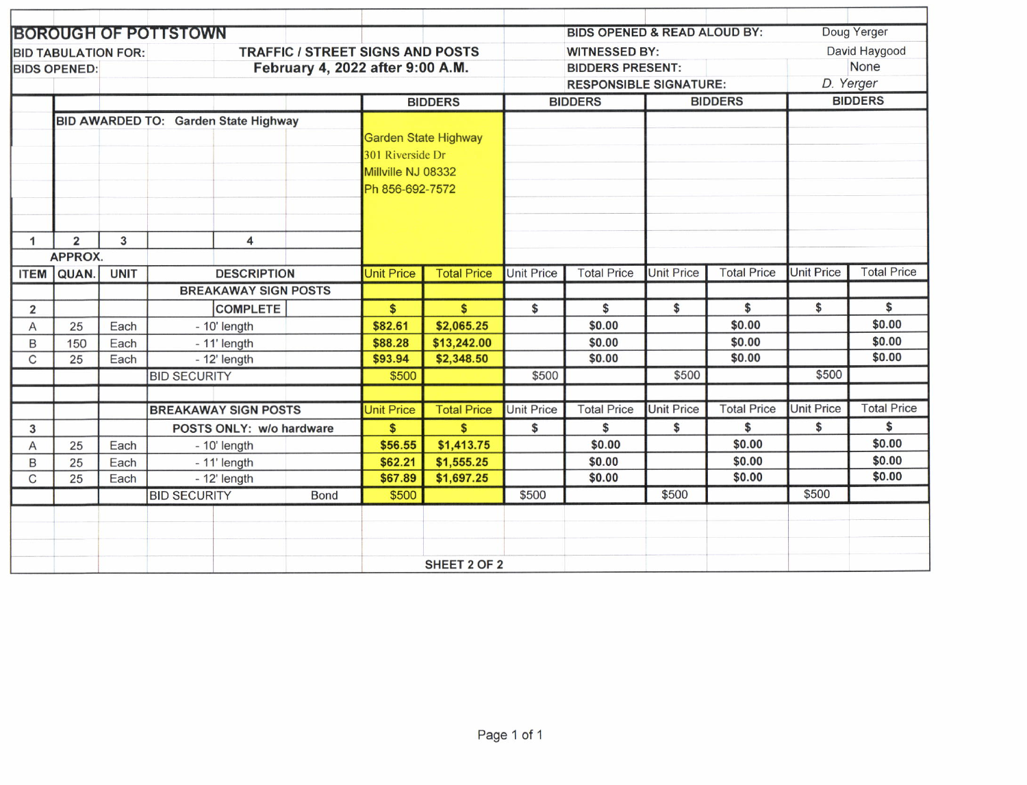# BOROUGH OF POTTSTOWN

**BID TABULATION FOR:** TRAFFIC / STREET SIGNS AND POSTS

**BIDS OPENED:** February 4, 2022 after 9:00 A.M.

**BIDS OPENED & READ ALOUD BY:** Doug Yerger

**WITNESSED BY:** David Haygood

**BIDDERS PRESENT:** None

**RESPONSIBLE SIGNATURE:** D. Yerger

**BID AWARDED TO:** Garden State Highway

| | | | | BIDDERS | | BIDDERS | | BIDDERS | | BIDDERS | |
|---|---|---|---|---|---|---|---|---|---|---|---|
| | | | | Garden State Highway<br>301 Riverside Dr<br>Millville NJ 08332<br>Ph 856-692-7572 | | | | | | | |
| 1 | 2 | 3 | 4 | | | | | | | | |
| | APPROX. | | | | | | | | | | |
| ITEM | QUAN. | UNIT | DESCRIPTION | Unit Price | Total Price | Unit Price | Total Price | Unit Price | Total Price | Unit Price | Total Price |
| | | | BREAKAWAY SIGN POSTS | | | | | | | | |
| 2 | | | COMPLETE | $ | $ | $ | $ | $ | $ | $ | $ |
| A | 25 | Each | - 10' length | $82.61 | $2,065.25 | | $0.00 | | $0.00 | | $0.00 |
| B | 150 | Each | - 11' length | $88.28 | $13,242.00 | | $0.00 | | $0.00 | | $0.00 |
| C | 25 | Each | - 12' length | $93.94 | $2,348.50 | | $0.00 | | $0.00 | | $0.00 |
| | | | BID SECURITY | $500 | | $500 | | $500 | | $500 | |
| | | | | | | | | | | | |
| | | | BREAKAWAY SIGN POSTS | Unit Price | Total Price | Unit Price | Total Price | Unit Price | Total Price | Unit Price | Total Price |
| 3 | | | POSTS ONLY: w/o hardware | $ | $ | $ | $ | $ | $ | $ | $ |
| A | 25 | Each | - 10' length | $56.55 | $1,413.75 | | $0.00 | | $0.00 | | $0.00 |
| B | 25 | Each | - 11' length | $62.21 | $1,555.25 | | $0.00 | | $0.00 | | $0.00 |
| C | 25 | Each | - 12' length | $67.89 | $1,697.25 | | $0.00 | | $0.00 | | $0.00 |
| | | | BID SECURITY Bond | $500 | | $500 | | $500 | | $500 | |

SHEET 2 OF 2